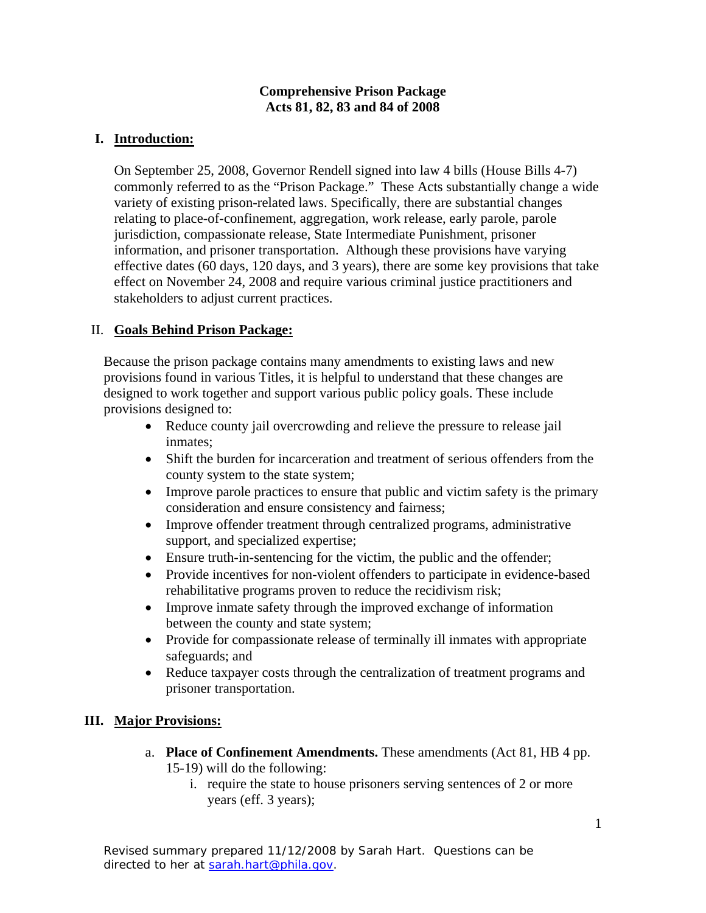**Comprehensive Prison Package**
**Acts 81, 82, 83 and 84 of 2008**

## I. Introduction:

On September 25, 2008, Governor Rendell signed into law 4 bills (House Bills 4-7) commonly referred to as the "Prison Package." These Acts substantially change a wide variety of existing prison-related laws. Specifically, there are substantial changes relating to place-of-confinement, aggregation, work release, early parole, parole jurisdiction, compassionate release, State Intermediate Punishment, prisoner information, and prisoner transportation. Although these provisions have varying effective dates (60 days, 120 days, and 3 years), there are some key provisions that take effect on November 24, 2008 and require various criminal justice practitioners and stakeholders to adjust current practices.

## II. Goals Behind Prison Package:

Because the prison package contains many amendments to existing laws and new provisions found in various Titles, it is helpful to understand that these changes are designed to work together and support various public policy goals. These include provisions designed to:

- Reduce county jail overcrowding and relieve the pressure to release jail inmates;
- Shift the burden for incarceration and treatment of serious offenders from the county system to the state system;
- Improve parole practices to ensure that public and victim safety is the primary consideration and ensure consistency and fairness;
- Improve offender treatment through centralized programs, administrative support, and specialized expertise;
- Ensure truth-in-sentencing for the victim, the public and the offender;
- Provide incentives for non-violent offenders to participate in evidence-based rehabilitative programs proven to reduce the recidivism risk;
- Improve inmate safety through the improved exchange of information between the county and state system;
- Provide for compassionate release of terminally ill inmates with appropriate safeguards; and
- Reduce taxpayer costs through the centralization of treatment programs and prisoner transportation.

## III. Major Provisions:

a. **Place of Confinement Amendments.** These amendments (Act 81, HB 4 pp. 15-19) will do the following:
   i. require the state to house prisoners serving sentences of 2 or more years (eff. 3 years);

Revised summary prepared 11/12/2008 by Sarah Hart. Questions can be directed to her at sarah.hart@phila.gov.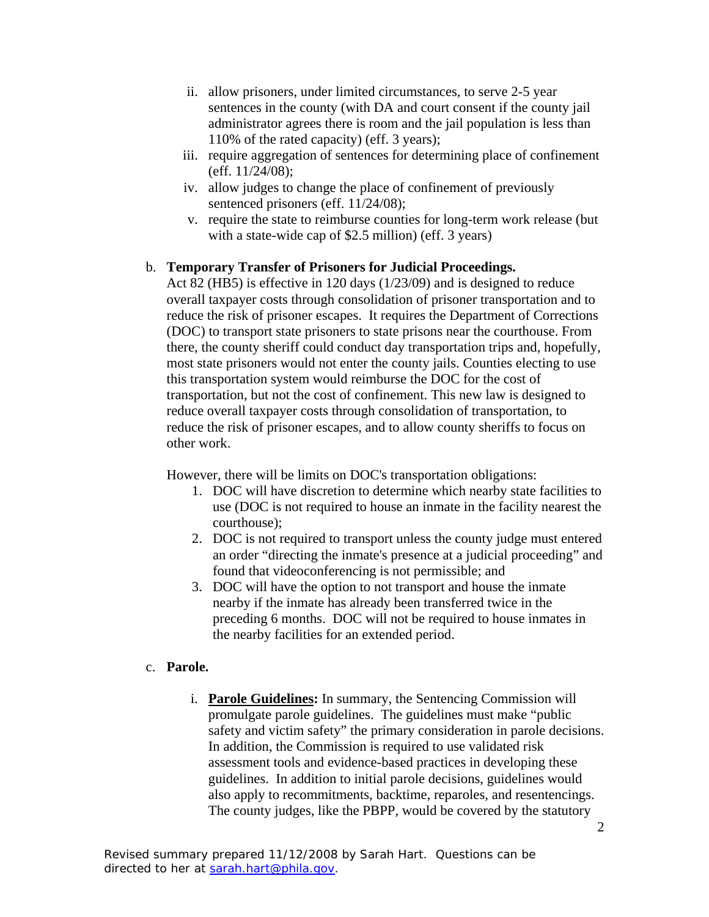ii. allow prisoners, under limited circumstances, to serve 2-5 year sentences in the county (with DA and court consent if the county jail administrator agrees there is room and the jail population is less than 110% of the rated capacity) (eff. 3 years);

iii. require aggregation of sentences for determining place of confinement (eff. 11/24/08);

iv. allow judges to change the place of confinement of previously sentenced prisoners (eff. 11/24/08);

v. require the state to reimburse counties for long-term work release (but with a state-wide cap of $2.5 million) (eff. 3 years)

b. **Temporary Transfer of Prisoners for Judicial Proceedings.**

Act 82 (HB5) is effective in 120 days (1/23/09) and is designed to reduce overall taxpayer costs through consolidation of prisoner transportation and to reduce the risk of prisoner escapes. It requires the Department of Corrections (DOC) to transport state prisoners to state prisons near the courthouse. From there, the county sheriff could conduct day transportation trips and, hopefully, most state prisoners would not enter the county jails. Counties electing to use this transportation system would reimburse the DOC for the cost of transportation, but not the cost of confinement. This new law is designed to reduce overall taxpayer costs through consolidation of transportation, to reduce the risk of prisoner escapes, and to allow county sheriffs to focus on other work.

However, there will be limits on DOC's transportation obligations:

1. DOC will have discretion to determine which nearby state facilities to use (DOC is not required to house an inmate in the facility nearest the courthouse);
2. DOC is not required to transport unless the county judge must entered an order "directing the inmate's presence at a judicial proceeding" and found that videoconferencing is not permissible; and
3. DOC will have the option to not transport and house the inmate nearby if the inmate has already been transferred twice in the preceding 6 months. DOC will not be required to house inmates in the nearby facilities for an extended period.

c. **Parole.**

i. **Parole Guidelines:** In summary, the Sentencing Commission will promulgate parole guidelines. The guidelines must make "public safety and victim safety" the primary consideration in parole decisions. In addition, the Commission is required to use validated risk assessment tools and evidence-based practices in developing these guidelines. In addition to initial parole decisions, guidelines would also apply to recommitments, backtime, reparoles, and resentencings. The county judges, like the PBPP, would be covered by the statutory

Revised summary prepared 11/12/2008 by Sarah Hart. Questions can be directed to her at sarah.hart@phila.gov.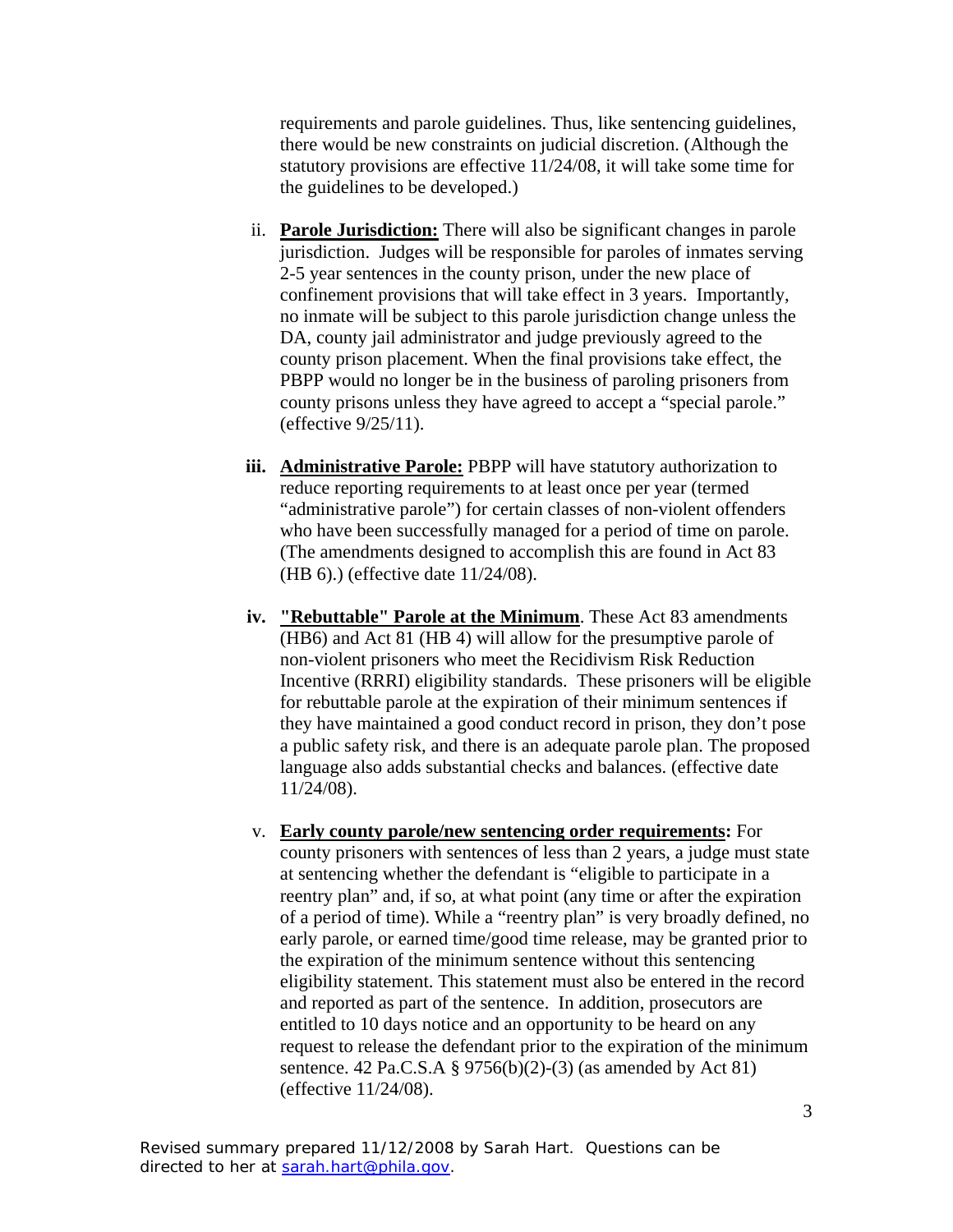requirements and parole guidelines. Thus, like sentencing guidelines, there would be new constraints on judicial discretion. (Although the statutory provisions are effective 11/24/08, it will take some time for the guidelines to be developed.)

ii. **Parole Jurisdiction:** There will also be significant changes in parole jurisdiction. Judges will be responsible for paroles of inmates serving 2-5 year sentences in the county prison, under the new place of confinement provisions that will take effect in 3 years. Importantly, no inmate will be subject to this parole jurisdiction change unless the DA, county jail administrator and judge previously agreed to the county prison placement. When the final provisions take effect, the PBPP would no longer be in the business of paroling prisoners from county prisons unless they have agreed to accept a "special parole." (effective 9/25/11).

iii. **Administrative Parole:** PBPP will have statutory authorization to reduce reporting requirements to at least once per year (termed "administrative parole") for certain classes of non-violent offenders who have been successfully managed for a period of time on parole. (The amendments designed to accomplish this are found in Act 83 (HB 6).) (effective date 11/24/08).

iv. **"Rebuttable" Parole at the Minimum**. These Act 83 amendments (HB6) and Act 81 (HB 4) will allow for the presumptive parole of non-violent prisoners who meet the Recidivism Risk Reduction Incentive (RRRI) eligibility standards. These prisoners will be eligible for rebuttable parole at the expiration of their minimum sentences if they have maintained a good conduct record in prison, they don't pose a public safety risk, and there is an adequate parole plan. The proposed language also adds substantial checks and balances. (effective date 11/24/08).

v. **Early county parole/new sentencing order requirements:** For county prisoners with sentences of less than 2 years, a judge must state at sentencing whether the defendant is "eligible to participate in a reentry plan" and, if so, at what point (any time or after the expiration of a period of time). While a "reentry plan" is very broadly defined, no early parole, or earned time/good time release, may be granted prior to the expiration of the minimum sentence without this sentencing eligibility statement. This statement must also be entered in the record and reported as part of the sentence. In addition, prosecutors are entitled to 10 days notice and an opportunity to be heard on any request to release the defendant prior to the expiration of the minimum sentence. 42 Pa.C.S.A § 9756(b)(2)-(3) (as amended by Act 81) (effective 11/24/08).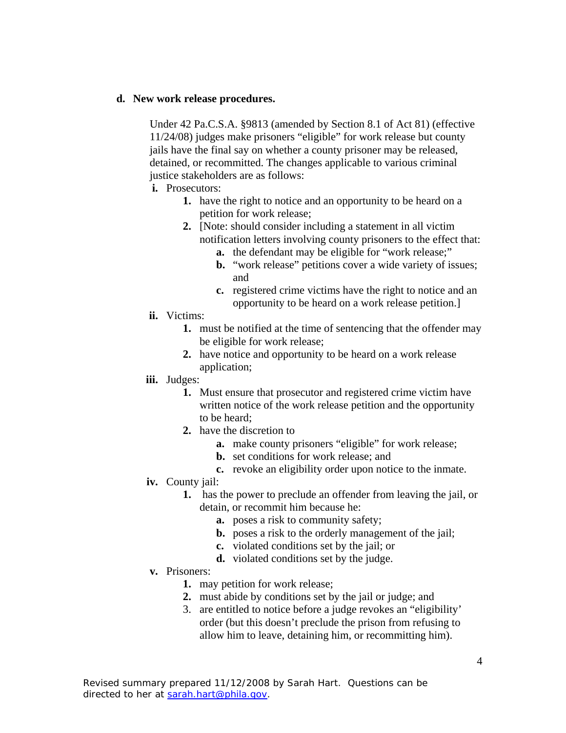**d. New work release procedures.**

Under 42 Pa.C.S.A. §9813 (amended by Section 8.1 of Act 81) (effective 11/24/08) judges make prisoners "eligible" for work release but county jails have the final say on whether a county prisoner may be released, detained, or recommitted. The changes applicable to various criminal justice stakeholders are as follows:

**i.** Prosecutors:

1. have the right to notice and an opportunity to be heard on a petition for work release;
2. [Note: should consider including a statement in all victim notification letters involving county prisoners to the effect that:
   - **a.** the defendant may be eligible for "work release;"
   - **b.** "work release" petitions cover a wide variety of issues; and
   - **c.** registered crime victims have the right to notice and an opportunity to be heard on a work release petition.]

**ii.** Victims:

1. must be notified at the time of sentencing that the offender may be eligible for work release;
2. have notice and opportunity to be heard on a work release application;

**iii.** Judges:

1. Must ensure that prosecutor and registered crime victim have written notice of the work release petition and the opportunity to be heard;
2. have the discretion to
   - **a.** make county prisoners "eligible" for work release;
   - **b.** set conditions for work release; and
   - **c.** revoke an eligibility order upon notice to the inmate.

**iv.** County jail:

1. has the power to preclude an offender from leaving the jail, or detain, or recommit him because he:
   - **a.** poses a risk to community safety;
   - **b.** poses a risk to the orderly management of the jail;
   - **c.** violated conditions set by the jail; or
   - **d.** violated conditions set by the judge.

**v.** Prisoners:

1. may petition for work release;
2. must abide by conditions set by the jail or judge; and
3. are entitled to notice before a judge revokes an "eligibility' order (but this doesn't preclude the prison from refusing to allow him to leave, detaining him, or recommitting him).

Revised summary prepared 11/12/2008 by Sarah Hart. Questions can be directed to her at sarah.hart@phila.gov.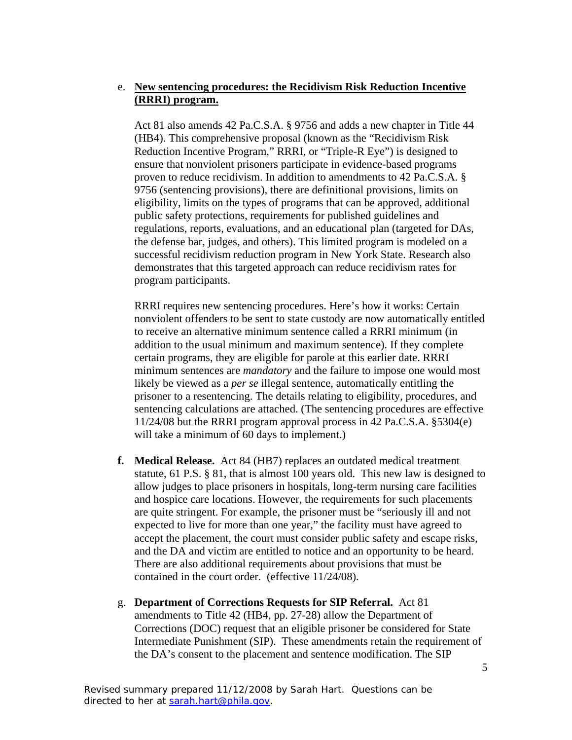e. **New sentencing procedures: the Recidivism Risk Reduction Incentive (RRRI) program.**

Act 81 also amends 42 Pa.C.S.A. § 9756 and adds a new chapter in Title 44 (HB4). This comprehensive proposal (known as the "Recidivism Risk Reduction Incentive Program," RRRI, or "Triple-R Eye") is designed to ensure that nonviolent prisoners participate in evidence-based programs proven to reduce recidivism. In addition to amendments to 42 Pa.C.S.A. § 9756 (sentencing provisions), there are definitional provisions, limits on eligibility, limits on the types of programs that can be approved, additional public safety protections, requirements for published guidelines and regulations, reports, evaluations, and an educational plan (targeted for DAs, the defense bar, judges, and others). This limited program is modeled on a successful recidivism reduction program in New York State. Research also demonstrates that this targeted approach can reduce recidivism rates for program participants.

RRRI requires new sentencing procedures. Here's how it works: Certain nonviolent offenders to be sent to state custody are now automatically entitled to receive an alternative minimum sentence called a RRRI minimum (in addition to the usual minimum and maximum sentence). If they complete certain programs, they are eligible for parole at this earlier date. RRRI minimum sentences are *mandatory* and the failure to impose one would most likely be viewed as a *per se* illegal sentence, automatically entitling the prisoner to a resentencing. The details relating to eligibility, procedures, and sentencing calculations are attached. (The sentencing procedures are effective 11/24/08 but the RRRI program approval process in 42 Pa.C.S.A. §5304(e) will take a minimum of 60 days to implement.)

**f. Medical Release.** Act 84 (HB7) replaces an outdated medical treatment statute, 61 P.S. § 81, that is almost 100 years old. This new law is designed to allow judges to place prisoners in hospitals, long-term nursing care facilities and hospice care locations. However, the requirements for such placements are quite stringent. For example, the prisoner must be "seriously ill and not expected to live for more than one year," the facility must have agreed to accept the placement, the court must consider public safety and escape risks, and the DA and victim are entitled to notice and an opportunity to be heard. There are also additional requirements about provisions that must be contained in the court order. (effective 11/24/08).

g. **Department of Corrections Requests for SIP Referral.** Act 81 amendments to Title 42 (HB4, pp. 27-28) allow the Department of Corrections (DOC) request that an eligible prisoner be considered for State Intermediate Punishment (SIP). These amendments retain the requirement of the DA's consent to the placement and sentence modification. The SIP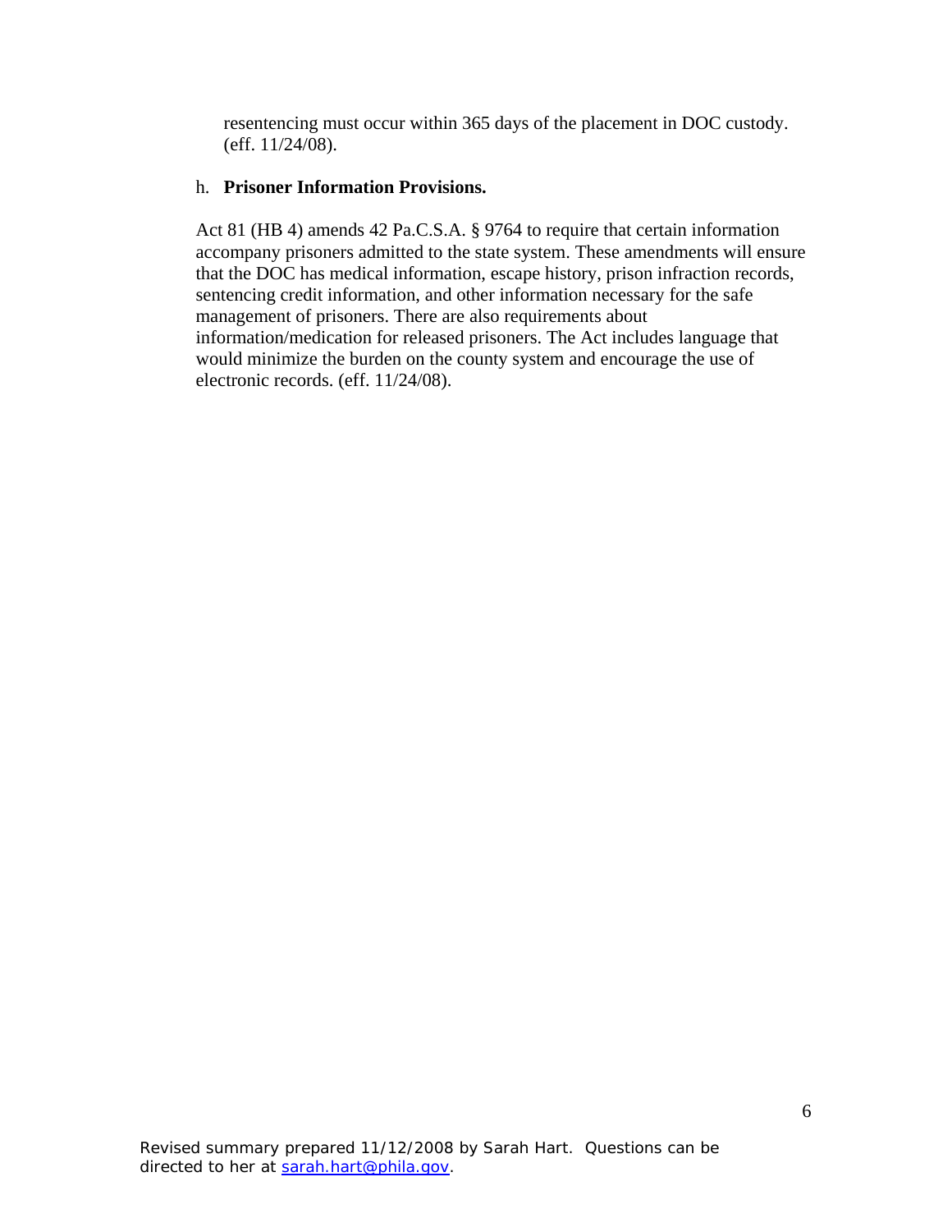resentencing must occur within 365 days of the placement in DOC custody. (eff. 11/24/08).

h. **Prisoner Information Provisions.**

Act 81 (HB 4) amends 42 Pa.C.S.A. § 9764 to require that certain information accompany prisoners admitted to the state system. These amendments will ensure that the DOC has medical information, escape history, prison infraction records, sentencing credit information, and other information necessary for the safe management of prisoners. There are also requirements about information/medication for released prisoners. The Act includes language that would minimize the burden on the county system and encourage the use of electronic records. (eff. 11/24/08).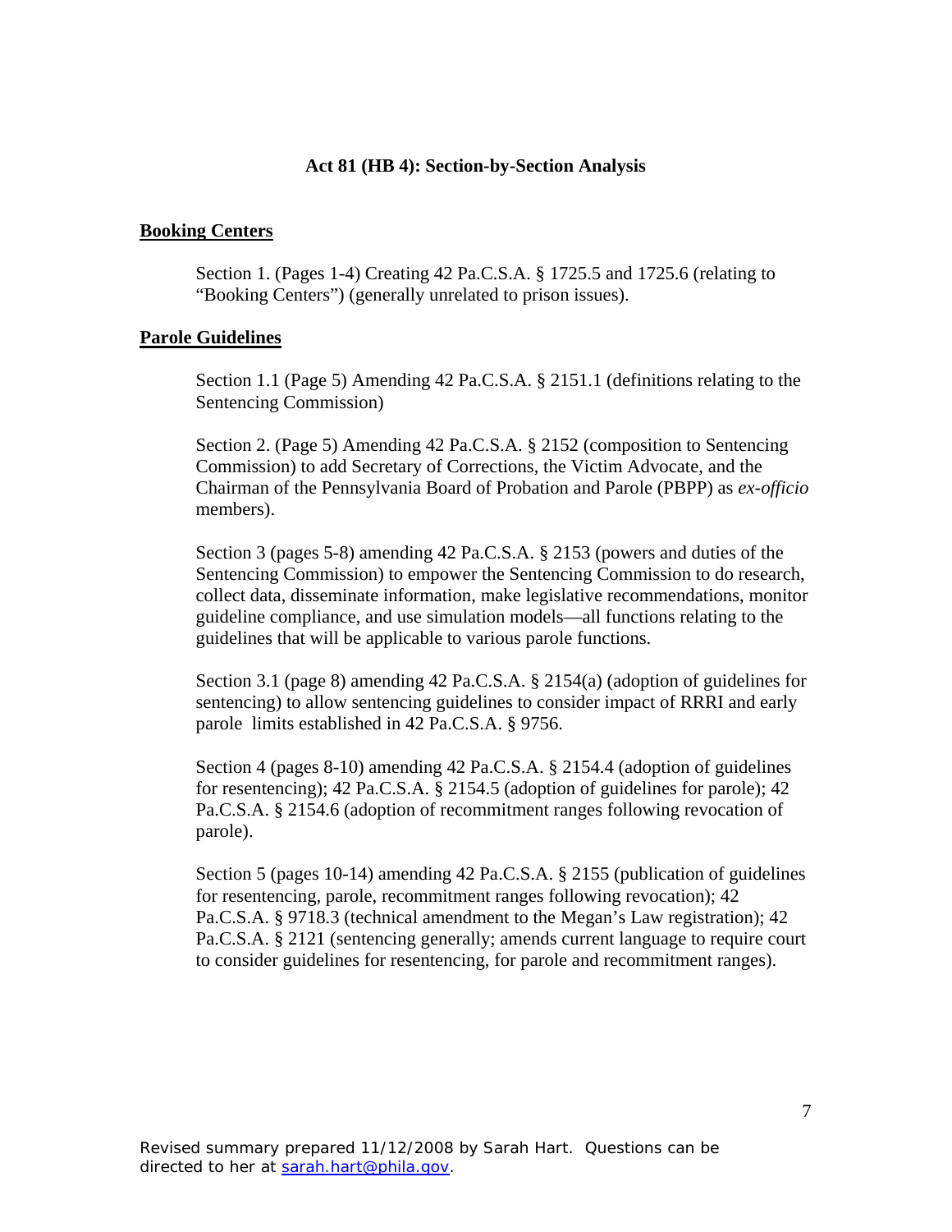### Act 81 (HB 4): Section-by-Section Analysis

**<u>Booking Centers</u>**

Section 1. (Pages 1-4) Creating 42 Pa.C.S.A. § 1725.5 and 1725.6 (relating to "Booking Centers") (generally unrelated to prison issues).

**<u>Parole Guidelines</u>**

Section 1.1 (Page 5) Amending 42 Pa.C.S.A. § 2151.1 (definitions relating to the Sentencing Commission)

Section 2. (Page 5) Amending 42 Pa.C.S.A. § 2152 (composition to Sentencing Commission) to add Secretary of Corrections, the Victim Advocate, and the Chairman of the Pennsylvania Board of Probation and Parole (PBPP) as *ex-officio* members).

Section 3 (pages 5-8) amending 42 Pa.C.S.A. § 2153 (powers and duties of the Sentencing Commission) to empower the Sentencing Commission to do research, collect data, disseminate information, make legislative recommendations, monitor guideline compliance, and use simulation models—all functions relating to the guidelines that will be applicable to various parole functions.

Section 3.1 (page 8) amending 42 Pa.C.S.A. § 2154(a) (adoption of guidelines for sentencing) to allow sentencing guidelines to consider impact of RRRI and early parole limits established in 42 Pa.C.S.A. § 9756.

Section 4 (pages 8-10) amending 42 Pa.C.S.A. § 2154.4 (adoption of guidelines for resentencing); 42 Pa.C.S.A. § 2154.5 (adoption of guidelines for parole); 42 Pa.C.S.A. § 2154.6 (adoption of recommitment ranges following revocation of parole).

Section 5 (pages 10-14) amending 42 Pa.C.S.A. § 2155 (publication of guidelines for resentencing, parole, recommitment ranges following revocation); 42 Pa.C.S.A. § 9718.3 (technical amendment to the Megan's Law registration); 42 Pa.C.S.A. § 2121 (sentencing generally; amends current language to require court to consider guidelines for resentencing, for parole and recommitment ranges).

Revised summary prepared 11/12/2008 by Sarah Hart. Questions can be directed to her at sarah.hart@phila.gov.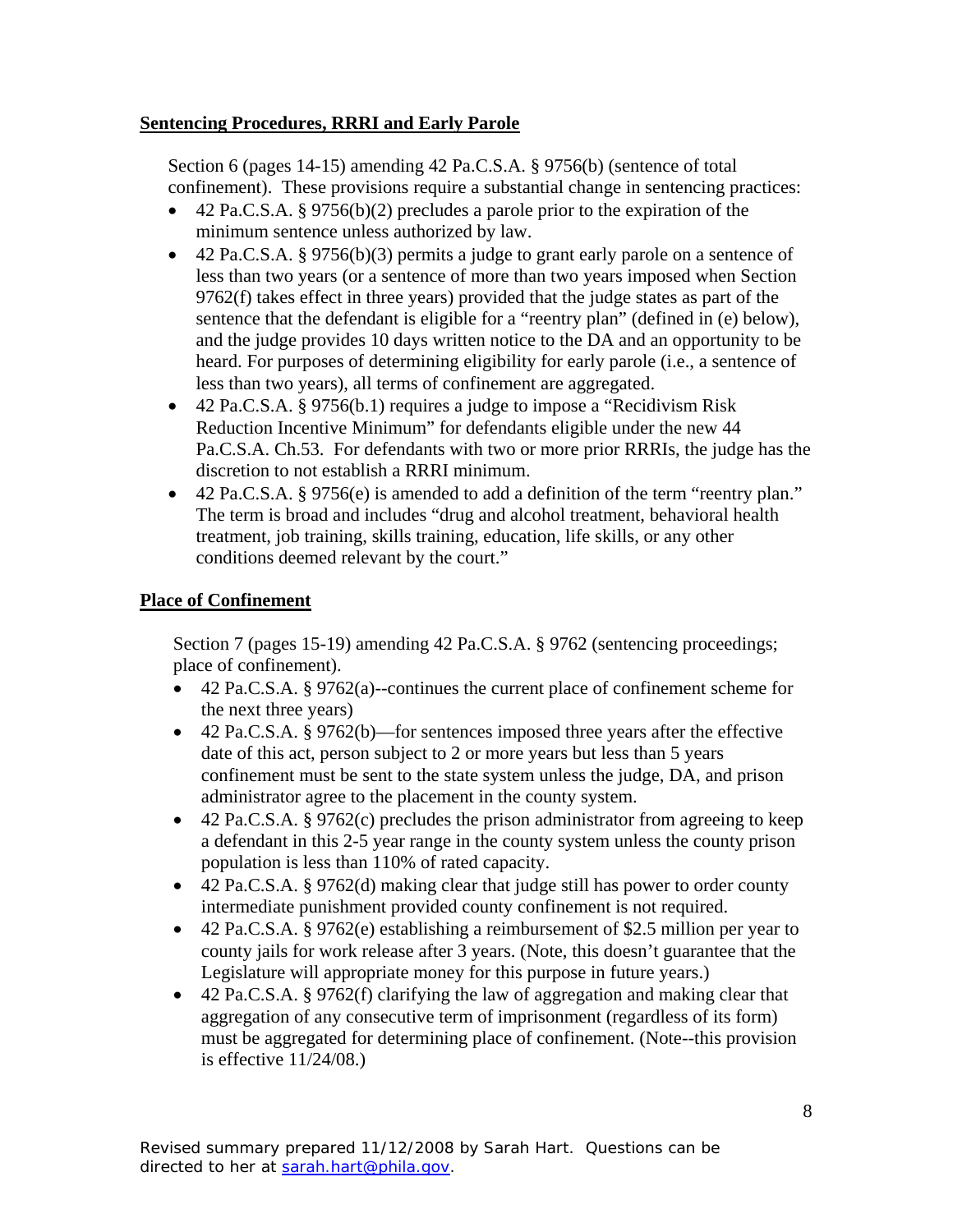**Sentencing Procedures, RRRI and Early Parole**

Section 6 (pages 14-15) amending 42 Pa.C.S.A. § 9756(b) (sentence of total confinement). These provisions require a substantial change in sentencing practices:

- 42 Pa.C.S.A. § 9756(b)(2) precludes a parole prior to the expiration of the minimum sentence unless authorized by law.
- 42 Pa.C.S.A. § 9756(b)(3) permits a judge to grant early parole on a sentence of less than two years (or a sentence of more than two years imposed when Section 9762(f) takes effect in three years) provided that the judge states as part of the sentence that the defendant is eligible for a "reentry plan" (defined in (e) below), and the judge provides 10 days written notice to the DA and an opportunity to be heard. For purposes of determining eligibility for early parole (i.e., a sentence of less than two years), all terms of confinement are aggregated.
- 42 Pa.C.S.A. § 9756(b.1) requires a judge to impose a "Recidivism Risk Reduction Incentive Minimum" for defendants eligible under the new 44 Pa.C.S.A. Ch.53. For defendants with two or more prior RRRIs, the judge has the discretion to not establish a RRRI minimum.
- 42 Pa.C.S.A. § 9756(e) is amended to add a definition of the term "reentry plan." The term is broad and includes "drug and alcohol treatment, behavioral health treatment, job training, skills training, education, life skills, or any other conditions deemed relevant by the court."

**Place of Confinement**

Section 7 (pages 15-19) amending 42 Pa.C.S.A. § 9762 (sentencing proceedings; place of confinement).

- 42 Pa.C.S.A. § 9762(a)--continues the current place of confinement scheme for the next three years)
- 42 Pa.C.S.A. § 9762(b)—for sentences imposed three years after the effective date of this act, person subject to 2 or more years but less than 5 years confinement must be sent to the state system unless the judge, DA, and prison administrator agree to the placement in the county system.
- 42 Pa.C.S.A. § 9762(c) precludes the prison administrator from agreeing to keep a defendant in this 2-5 year range in the county system unless the county prison population is less than 110% of rated capacity.
- 42 Pa.C.S.A. § 9762(d) making clear that judge still has power to order county intermediate punishment provided county confinement is not required.
- 42 Pa.C.S.A. § 9762(e) establishing a reimbursement of $2.5 million per year to county jails for work release after 3 years. (Note, this doesn't guarantee that the Legislature will appropriate money for this purpose in future years.)
- 42 Pa.C.S.A. § 9762(f) clarifying the law of aggregation and making clear that aggregation of any consecutive term of imprisonment (regardless of its form) must be aggregated for determining place of confinement. (Note--this provision is effective 11/24/08.)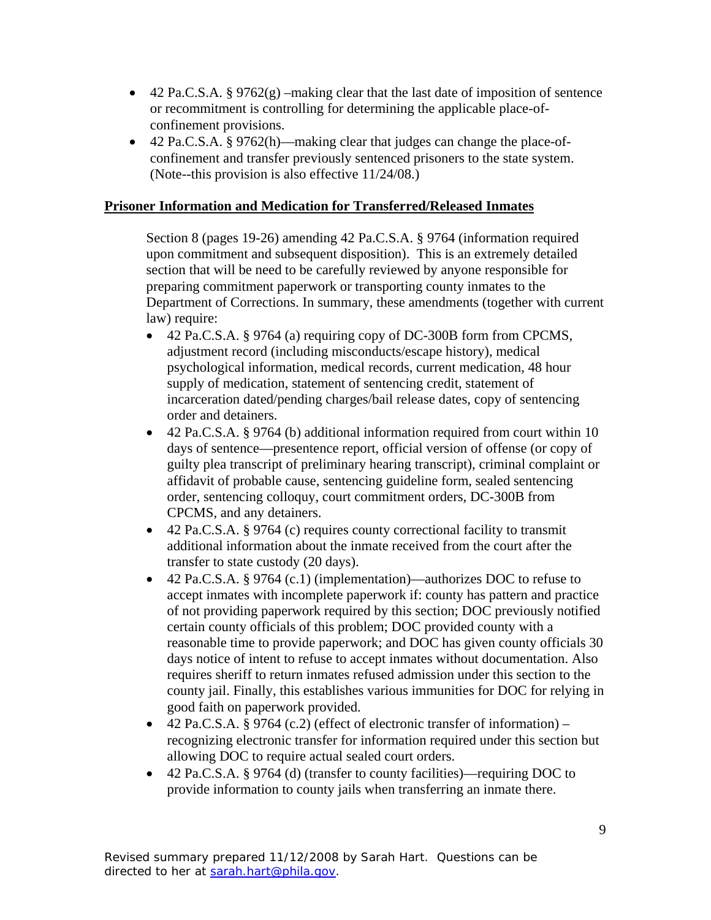- 42 Pa.C.S.A. § 9762(g) –making clear that the last date of imposition of sentence or recommitment is controlling for determining the applicable place-of-confinement provisions.
- 42 Pa.C.S.A. § 9762(h)—making clear that judges can change the place-of-confinement and transfer previously sentenced prisoners to the state system. (Note--this provision is also effective 11/24/08.)

**Prisoner Information and Medication for Transferred/Released Inmates**

Section 8 (pages 19-26) amending 42 Pa.C.S.A. § 9764 (information required upon commitment and subsequent disposition). This is an extremely detailed section that will be need to be carefully reviewed by anyone responsible for preparing commitment paperwork or transporting county inmates to the Department of Corrections. In summary, these amendments (together with current law) require:

- 42 Pa.C.S.A. § 9764 (a) requiring copy of DC-300B form from CPCMS, adjustment record (including misconducts/escape history), medical psychological information, medical records, current medication, 48 hour supply of medication, statement of sentencing credit, statement of incarceration dated/pending charges/bail release dates, copy of sentencing order and detainers.
- 42 Pa.C.S.A. § 9764 (b) additional information required from court within 10 days of sentence—presentence report, official version of offense (or copy of guilty plea transcript of preliminary hearing transcript), criminal complaint or affidavit of probable cause, sentencing guideline form, sealed sentencing order, sentencing colloquy, court commitment orders, DC-300B from CPCMS, and any detainers.
- 42 Pa.C.S.A. § 9764 (c) requires county correctional facility to transmit additional information about the inmate received from the court after the transfer to state custody (20 days).
- 42 Pa.C.S.A. § 9764 (c.1) (implementation)—authorizes DOC to refuse to accept inmates with incomplete paperwork if: county has pattern and practice of not providing paperwork required by this section; DOC previously notified certain county officials of this problem; DOC provided county with a reasonable time to provide paperwork; and DOC has given county officials 30 days notice of intent to refuse to accept inmates without documentation. Also requires sheriff to return inmates refused admission under this section to the county jail. Finally, this establishes various immunities for DOC for relying in good faith on paperwork provided.
- 42 Pa.C.S.A. § 9764 (c.2) (effect of electronic transfer of information) – recognizing electronic transfer for information required under this section but allowing DOC to require actual sealed court orders.
- 42 Pa.C.S.A. § 9764 (d) (transfer to county facilities)—requiring DOC to provide information to county jails when transferring an inmate there.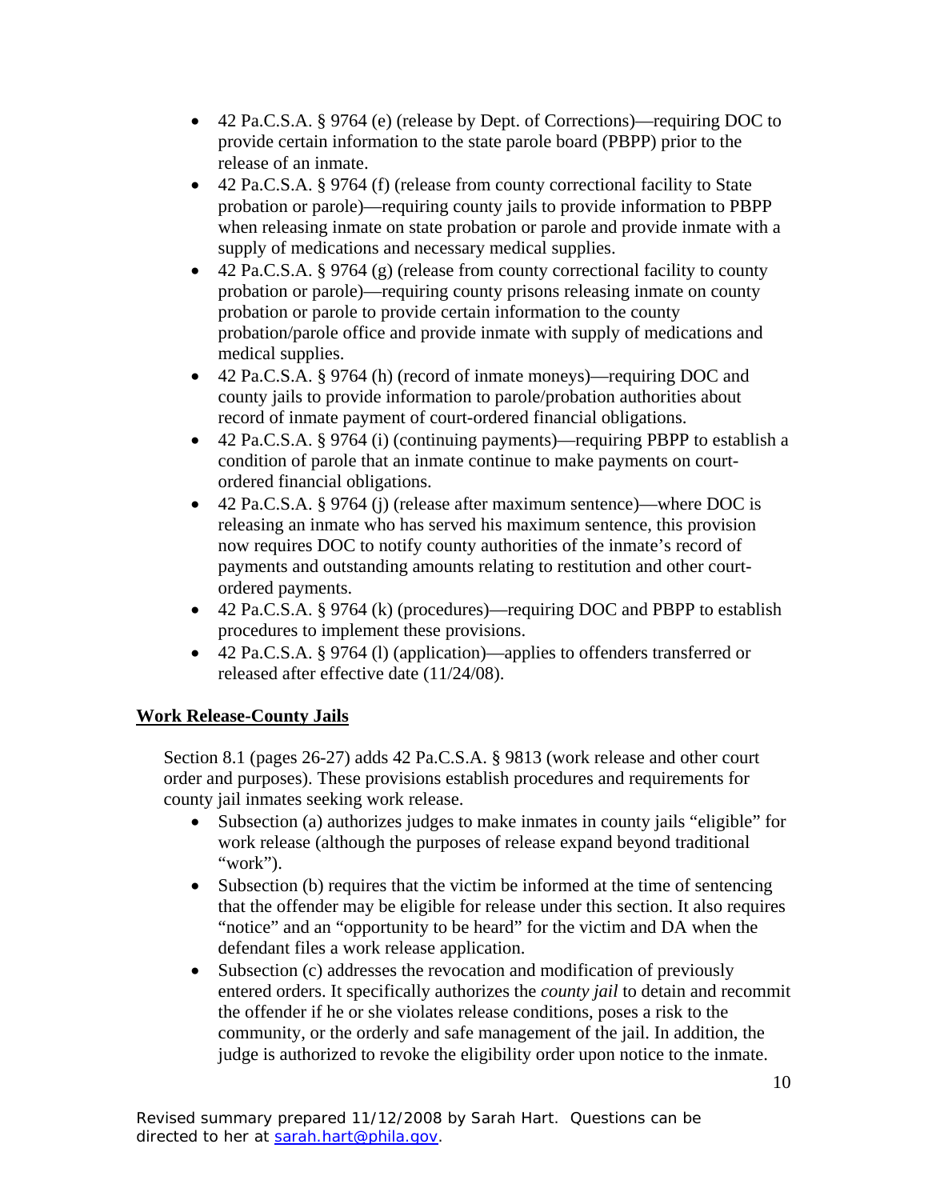- 42 Pa.C.S.A. § 9764 (e) (release by Dept. of Corrections)—requiring DOC to provide certain information to the state parole board (PBPP) prior to the release of an inmate.
- 42 Pa.C.S.A. § 9764 (f) (release from county correctional facility to State probation or parole)—requiring county jails to provide information to PBPP when releasing inmate on state probation or parole and provide inmate with a supply of medications and necessary medical supplies.
- 42 Pa.C.S.A. § 9764 (g) (release from county correctional facility to county probation or parole)—requiring county prisons releasing inmate on county probation or parole to provide certain information to the county probation/parole office and provide inmate with supply of medications and medical supplies.
- 42 Pa.C.S.A. § 9764 (h) (record of inmate moneys)—requiring DOC and county jails to provide information to parole/probation authorities about record of inmate payment of court-ordered financial obligations.
- 42 Pa.C.S.A. § 9764 (i) (continuing payments)—requiring PBPP to establish a condition of parole that an inmate continue to make payments on court-ordered financial obligations.
- 42 Pa.C.S.A. § 9764 (j) (release after maximum sentence)—where DOC is releasing an inmate who has served his maximum sentence, this provision now requires DOC to notify county authorities of the inmate's record of payments and outstanding amounts relating to restitution and other court-ordered payments.
- 42 Pa.C.S.A. § 9764 (k) (procedures)—requiring DOC and PBPP to establish procedures to implement these provisions.
- 42 Pa.C.S.A. § 9764 (l) (application)—applies to offenders transferred or released after effective date (11/24/08).

**Work Release-County Jails**

Section 8.1 (pages 26-27) adds 42 Pa.C.S.A. § 9813 (work release and other court order and purposes). These provisions establish procedures and requirements for county jail inmates seeking work release.

- Subsection (a) authorizes judges to make inmates in county jails "eligible" for work release (although the purposes of release expand beyond traditional "work").
- Subsection (b) requires that the victim be informed at the time of sentencing that the offender may be eligible for release under this section. It also requires "notice" and an "opportunity to be heard" for the victim and DA when the defendant files a work release application.
- Subsection (c) addresses the revocation and modification of previously entered orders. It specifically authorizes the *county jail* to detain and recommit the offender if he or she violates release conditions, poses a risk to the community, or the orderly and safe management of the jail. In addition, the judge is authorized to revoke the eligibility order upon notice to the inmate.

Revised summary prepared 11/12/2008 by Sarah Hart. Questions can be directed to her at sarah.hart@phila.gov.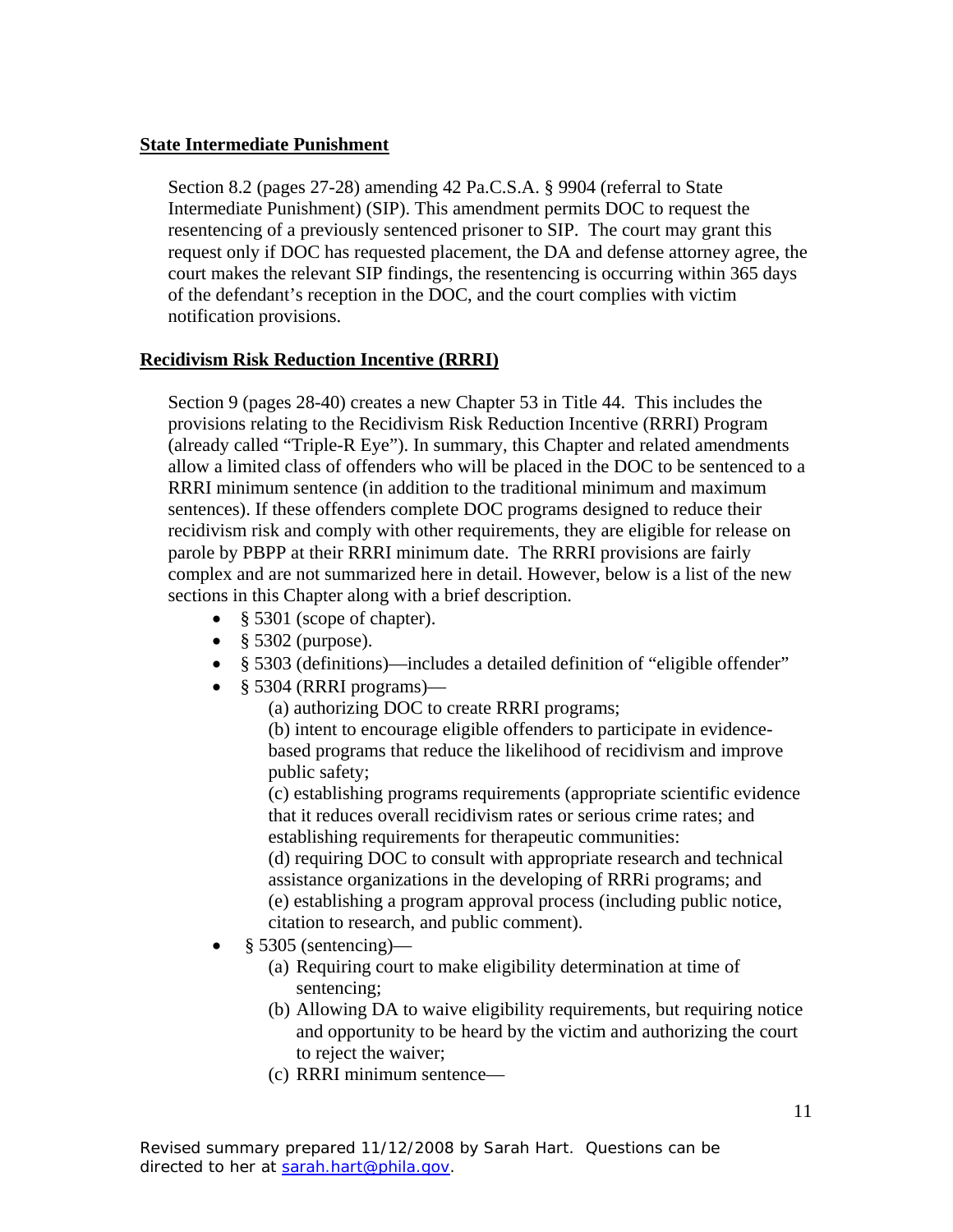**State Intermediate Punishment**

Section 8.2 (pages 27-28) amending 42 Pa.C.S.A. § 9904 (referral to State Intermediate Punishment) (SIP). This amendment permits DOC to request the resentencing of a previously sentenced prisoner to SIP. The court may grant this request only if DOC has requested placement, the DA and defense attorney agree, the court makes the relevant SIP findings, the resentencing is occurring within 365 days of the defendant's reception in the DOC, and the court complies with victim notification provisions.

**Recidivism Risk Reduction Incentive (RRRI)**

Section 9 (pages 28-40) creates a new Chapter 53 in Title 44. This includes the provisions relating to the Recidivism Risk Reduction Incentive (RRRI) Program (already called "Triple-R Eye"). In summary, this Chapter and related amendments allow a limited class of offenders who will be placed in the DOC to be sentenced to a RRRI minimum sentence (in addition to the traditional minimum and maximum sentences). If these offenders complete DOC programs designed to reduce their recidivism risk and comply with other requirements, they are eligible for release on parole by PBPP at their RRRI minimum date. The RRRI provisions are fairly complex and are not summarized here in detail. However, below is a list of the new sections in this Chapter along with a brief description.

- § 5301 (scope of chapter).
- § 5302 (purpose).
- § 5303 (definitions)—includes a detailed definition of "eligible offender"
- § 5304 (RRRI programs)—
  - (a) authorizing DOC to create RRRI programs;
  - (b) intent to encourage eligible offenders to participate in evidence-based programs that reduce the likelihood of recidivism and improve public safety;
  - (c) establishing programs requirements (appropriate scientific evidence that it reduces overall recidivism rates or serious crime rates; and establishing requirements for therapeutic communities:
  - (d) requiring DOC to consult with appropriate research and technical assistance organizations in the developing of RRRi programs; and
  - (e) establishing a program approval process (including public notice, citation to research, and public comment).
- § 5305 (sentencing)—
  - (a) Requiring court to make eligibility determination at time of sentencing;
  - (b) Allowing DA to waive eligibility requirements, but requiring notice and opportunity to be heard by the victim and authorizing the court to reject the waiver;
  - (c) RRRI minimum sentence—

Revised summary prepared 11/12/2008 by Sarah Hart. Questions can be directed to her at sarah.hart@phila.gov.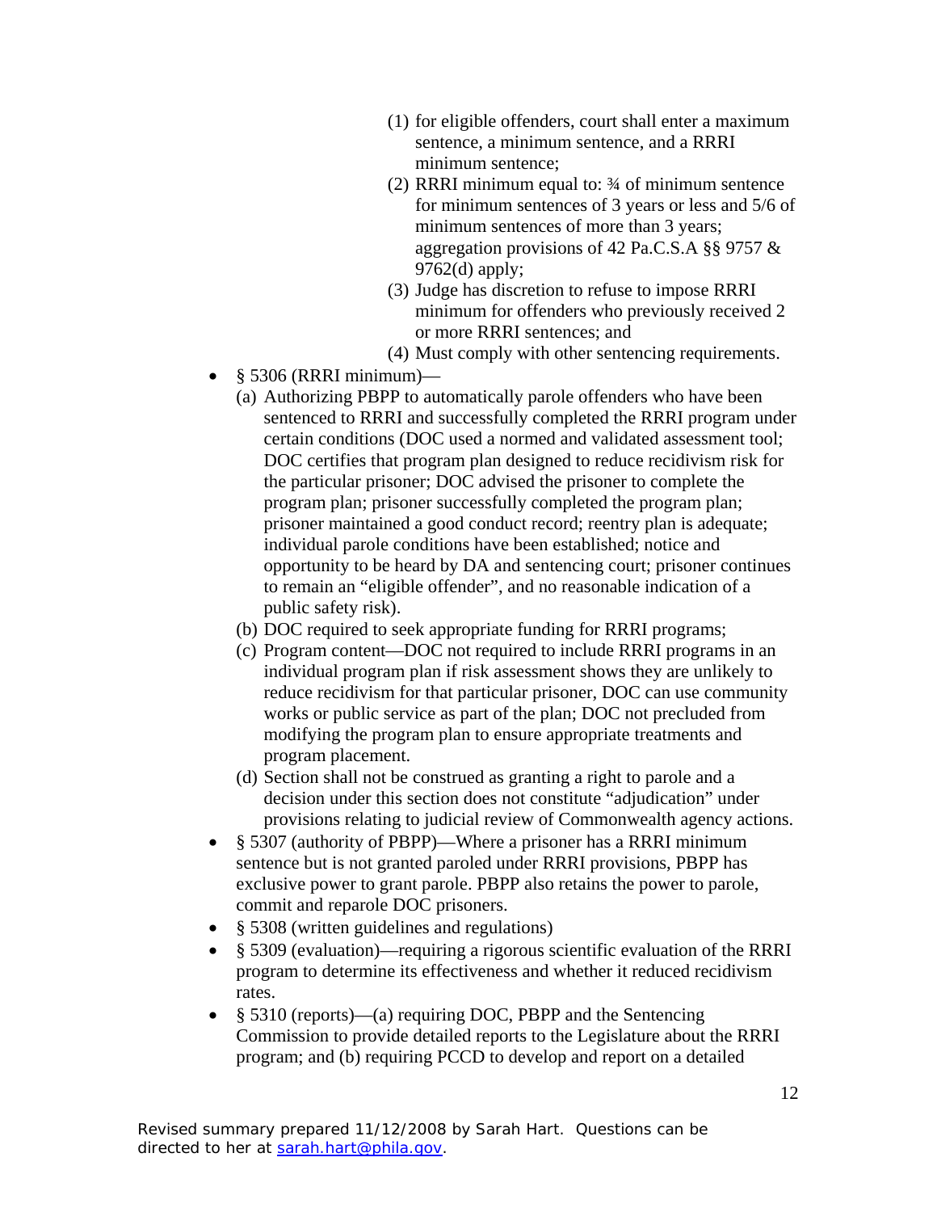(1) for eligible offenders, court shall enter a maximum sentence, a minimum sentence, and a RRRI minimum sentence;
(2) RRRI minimum equal to: ¾ of minimum sentence for minimum sentences of 3 years or less and 5/6 of minimum sentences of more than 3 years; aggregation provisions of 42 Pa.C.S.A §§ 9757 & 9762(d) apply;
(3) Judge has discretion to refuse to impose RRRI minimum for offenders who previously received 2 or more RRRI sentences; and
(4) Must comply with other sentencing requirements.

- § 5306 (RRRI minimum)—
  (a) Authorizing PBPP to automatically parole offenders who have been sentenced to RRRI and successfully completed the RRRI program under certain conditions (DOC used a normed and validated assessment tool; DOC certifies that program plan designed to reduce recidivism risk for the particular prisoner; DOC advised the prisoner to complete the program plan; prisoner successfully completed the program plan; prisoner maintained a good conduct record; reentry plan is adequate; individual parole conditions have been established; notice and opportunity to be heard by DA and sentencing court; prisoner continues to remain an "eligible offender", and no reasonable indication of a public safety risk).
  (b) DOC required to seek appropriate funding for RRRI programs;
  (c) Program content—DOC not required to include RRRI programs in an individual program plan if risk assessment shows they are unlikely to reduce recidivism for that particular prisoner, DOC can use community works or public service as part of the plan; DOC not precluded from modifying the program plan to ensure appropriate treatments and program placement.
  (d) Section shall not be construed as granting a right to parole and a decision under this section does not constitute "adjudication" under provisions relating to judicial review of Commonwealth agency actions.
- § 5307 (authority of PBPP)—Where a prisoner has a RRRI minimum sentence but is not granted paroled under RRRI provisions, PBPP has exclusive power to grant parole. PBPP also retains the power to parole, commit and reparole DOC prisoners.
- § 5308 (written guidelines and regulations)
- § 5309 (evaluation)—requiring a rigorous scientific evaluation of the RRRI program to determine its effectiveness and whether it reduced recidivism rates.
- § 5310 (reports)—(a) requiring DOC, PBPP and the Sentencing Commission to provide detailed reports to the Legislature about the RRRI program; and (b) requiring PCCD to develop and report on a detailed

Revised summary prepared 11/12/2008 by Sarah Hart. Questions can be directed to her at sarah.hart@phila.gov.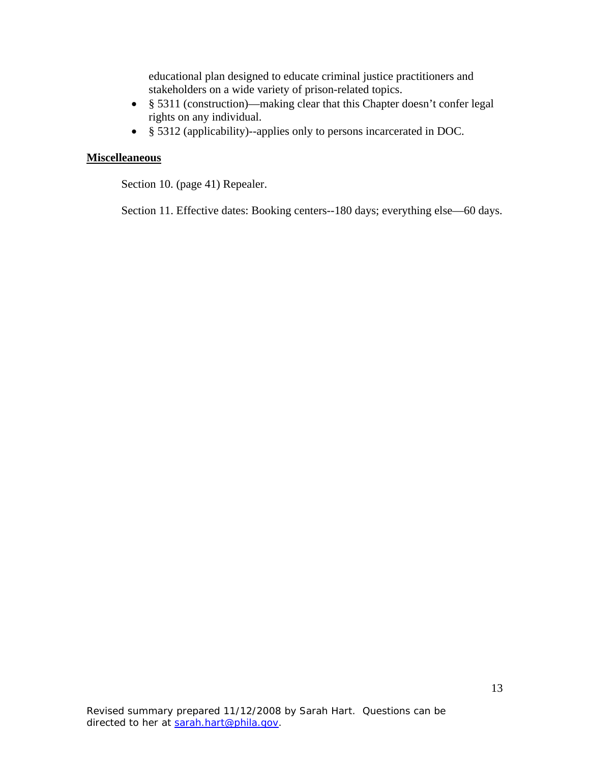educational plan designed to educate criminal justice practitioners and stakeholders on a wide variety of prison-related topics.

- § 5311 (construction)—making clear that this Chapter doesn't confer legal rights on any individual.
- § 5312 (applicability)--applies only to persons incarcerated in DOC.

**Miscelleaneous**

Section 10. (page 41) Repealer.

Section 11. Effective dates: Booking centers--180 days; everything else—60 days.

Revised summary prepared 11/12/2008 by Sarah Hart. Questions can be directed to her at sarah.hart@phila.gov.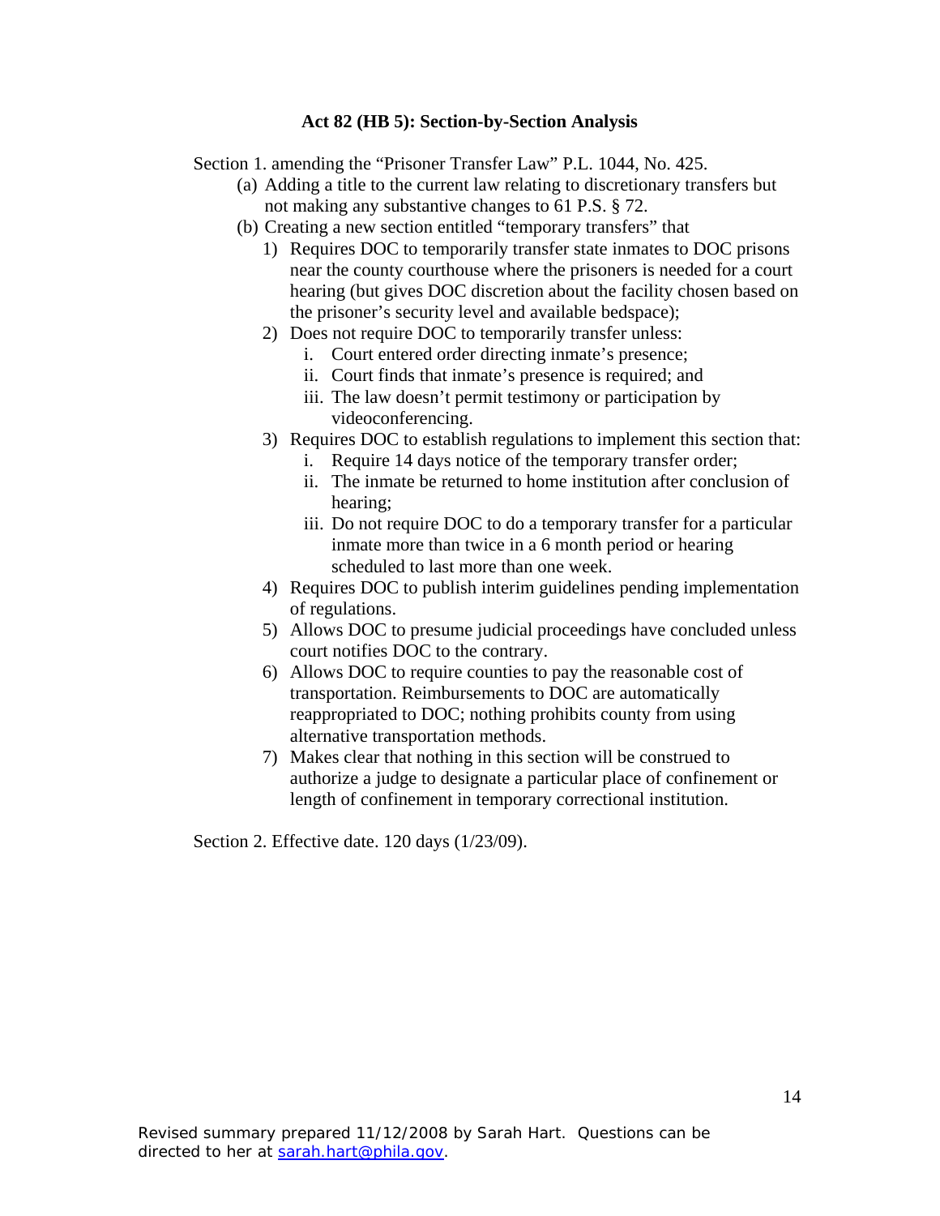**Act 82 (HB 5): Section-by-Section Analysis**

Section 1. amending the "Prisoner Transfer Law" P.L. 1044, No. 425.

- (a) Adding a title to the current law relating to discretionary transfers but not making any substantive changes to 61 P.S. § 72.
- (b) Creating a new section entitled "temporary transfers" that
  1) Requires DOC to temporarily transfer state inmates to DOC prisons near the county courthouse where the prisoners is needed for a court hearing (but gives DOC discretion about the facility chosen based on the prisoner's security level and available bedspace);
  2) Does not require DOC to temporarily transfer unless:
     - i. Court entered order directing inmate's presence;
     - ii. Court finds that inmate's presence is required; and
     - iii. The law doesn't permit testimony or participation by videoconferencing.
  3) Requires DOC to establish regulations to implement this section that:
     - i. Require 14 days notice of the temporary transfer order;
     - ii. The inmate be returned to home institution after conclusion of hearing;
     - iii. Do not require DOC to do a temporary transfer for a particular inmate more than twice in a 6 month period or hearing scheduled to last more than one week.
  4) Requires DOC to publish interim guidelines pending implementation of regulations.
  5) Allows DOC to presume judicial proceedings have concluded unless court notifies DOC to the contrary.
  6) Allows DOC to require counties to pay the reasonable cost of transportation. Reimbursements to DOC are automatically reappropriated to DOC; nothing prohibits county from using alternative transportation methods.
  7) Makes clear that nothing in this section will be construed to authorize a judge to designate a particular place of confinement or length of confinement in temporary correctional institution.

Section 2. Effective date. 120 days (1/23/09).

Revised summary prepared 11/12/2008 by Sarah Hart. Questions can be directed to her at sarah.hart@phila.gov.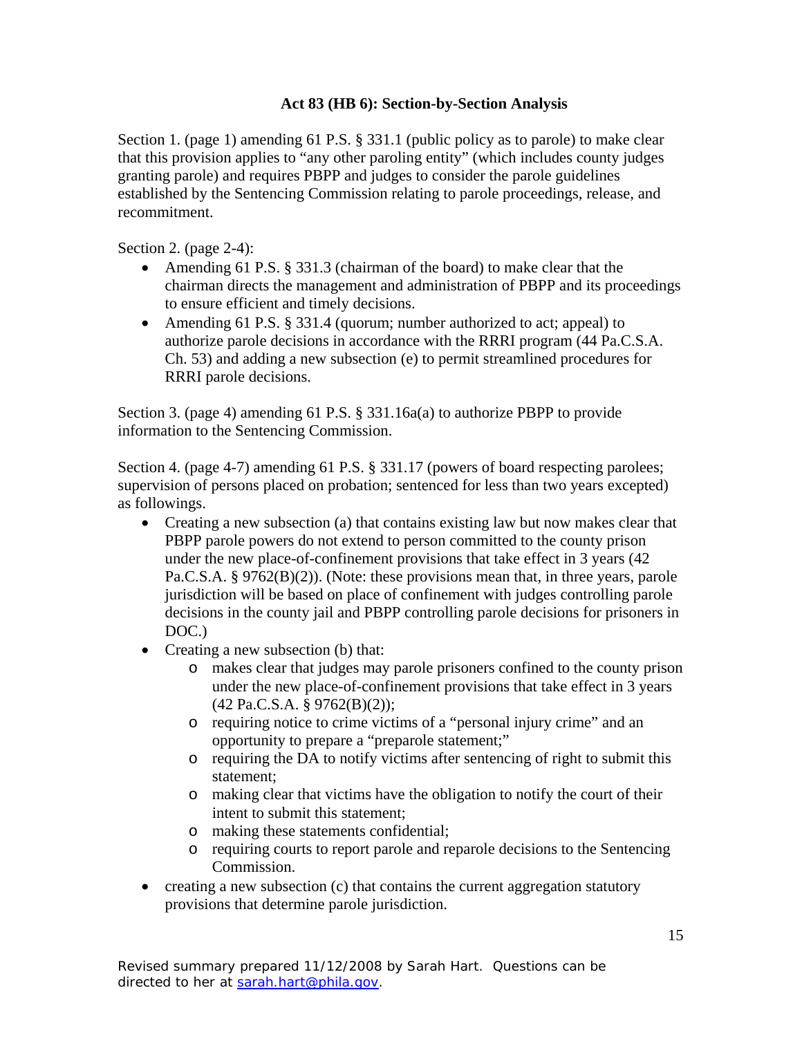**Act 83 (HB 6): Section-by-Section Analysis**

Section 1. (page 1) amending 61 P.S. § 331.1 (public policy as to parole) to make clear that this provision applies to "any other paroling entity" (which includes county judges granting parole) and requires PBPP and judges to consider the parole guidelines established by the Sentencing Commission relating to parole proceedings, release, and recommitment.

Section 2. (page 2-4):

- Amending 61 P.S. § 331.3 (chairman of the board) to make clear that the chairman directs the management and administration of PBPP and its proceedings to ensure efficient and timely decisions.
- Amending 61 P.S. § 331.4 (quorum; number authorized to act; appeal) to authorize parole decisions in accordance with the RRRI program (44 Pa.C.S.A. Ch. 53) and adding a new subsection (e) to permit streamlined procedures for RRRI parole decisions.

Section 3. (page 4) amending 61 P.S. § 331.16a(a) to authorize PBPP to provide information to the Sentencing Commission.

Section 4. (page 4-7) amending 61 P.S. § 331.17 (powers of board respecting parolees; supervision of persons placed on probation; sentenced for less than two years excepted) as followings.

- Creating a new subsection (a) that contains existing law but now makes clear that PBPP parole powers do not extend to person committed to the county prison under the new place-of-confinement provisions that take effect in 3 years (42 Pa.C.S.A. § 9762(B)(2)). (Note: these provisions mean that, in three years, parole jurisdiction will be based on place of confinement with judges controlling parole decisions in the county jail and PBPP controlling parole decisions for prisoners in DOC.)
- Creating a new subsection (b) that:
  - makes clear that judges may parole prisoners confined to the county prison under the new place-of-confinement provisions that take effect in 3 years (42 Pa.C.S.A. § 9762(B)(2));
  - requiring notice to crime victims of a "personal injury crime" and an opportunity to prepare a "preparole statement;"
  - requiring the DA to notify victims after sentencing of right to submit this statement;
  - making clear that victims have the obligation to notify the court of their intent to submit this statement;
  - making these statements confidential;
  - requiring courts to report parole and reparole decisions to the Sentencing Commission.
- creating a new subsection (c) that contains the current aggregation statutory provisions that determine parole jurisdiction.

Revised summary prepared 11/12/2008 by Sarah Hart. Questions can be directed to her at sarah.hart@phila.gov.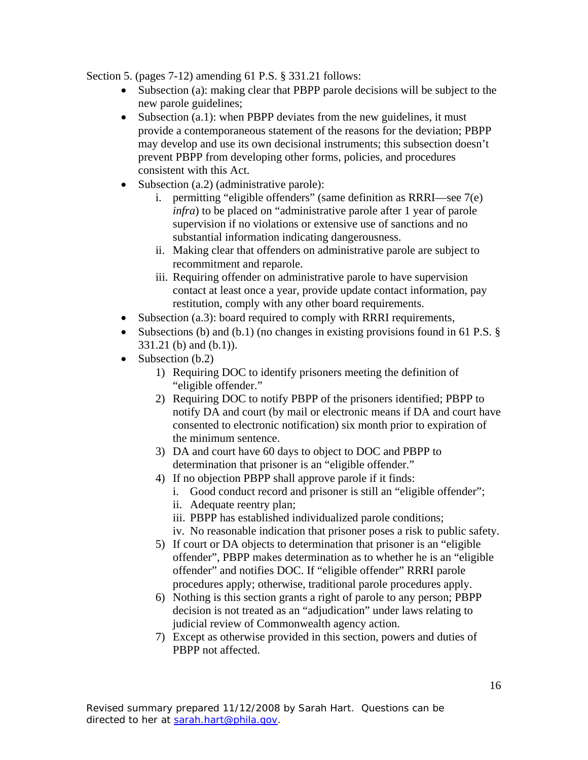Section 5. (pages 7-12) amending 61 P.S. § 331.21 follows:

- Subsection (a): making clear that PBPP parole decisions will be subject to the new parole guidelines;
- Subsection (a.1): when PBPP deviates from the new guidelines, it must provide a contemporaneous statement of the reasons for the deviation; PBPP may develop and use its own decisional instruments; this subsection doesn't prevent PBPP from developing other forms, policies, and procedures consistent with this Act.
- Subsection (a.2) (administrative parole):
    i. permitting "eligible offenders" (same definition as RRRI—see 7(e) *infra*) to be placed on "administrative parole after 1 year of parole supervision if no violations or extensive use of sanctions and no substantial information indicating dangerousness.
    ii. Making clear that offenders on administrative parole are subject to recommitment and reparole.
    iii. Requiring offender on administrative parole to have supervision contact at least once a year, provide update contact information, pay restitution, comply with any other board requirements.
- Subsection (a.3): board required to comply with RRRI requirements,
- Subsections (b) and (b.1) (no changes in existing provisions found in 61 P.S. § 331.21 (b) and (b.1)).
- Subsection (b.2)
    1) Requiring DOC to identify prisoners meeting the definition of "eligible offender."
    2) Requiring DOC to notify PBPP of the prisoners identified; PBPP to notify DA and court (by mail or electronic means if DA and court have consented to electronic notification) six month prior to expiration of the minimum sentence.
    3) DA and court have 60 days to object to DOC and PBPP to determination that prisoner is an "eligible offender."
    4) If no objection PBPP shall approve parole if it finds:
        i. Good conduct record and prisoner is still an "eligible offender";
        ii. Adequate reentry plan;
        iii. PBPP has established individualized parole conditions;
        iv. No reasonable indication that prisoner poses a risk to public safety.
    5) If court or DA objects to determination that prisoner is an "eligible offender", PBPP makes determination as to whether he is an "eligible offender" and notifies DOC. If "eligible offender" RRRI parole procedures apply; otherwise, traditional parole procedures apply.
    6) Nothing is this section grants a right of parole to any person; PBPP decision is not treated as an "adjudication" under laws relating to judicial review of Commonwealth agency action.
    7) Except as otherwise provided in this section, powers and duties of PBPP not affected.

Revised summary prepared 11/12/2008 by Sarah Hart. Questions can be directed to her at sarah.hart@phila.gov.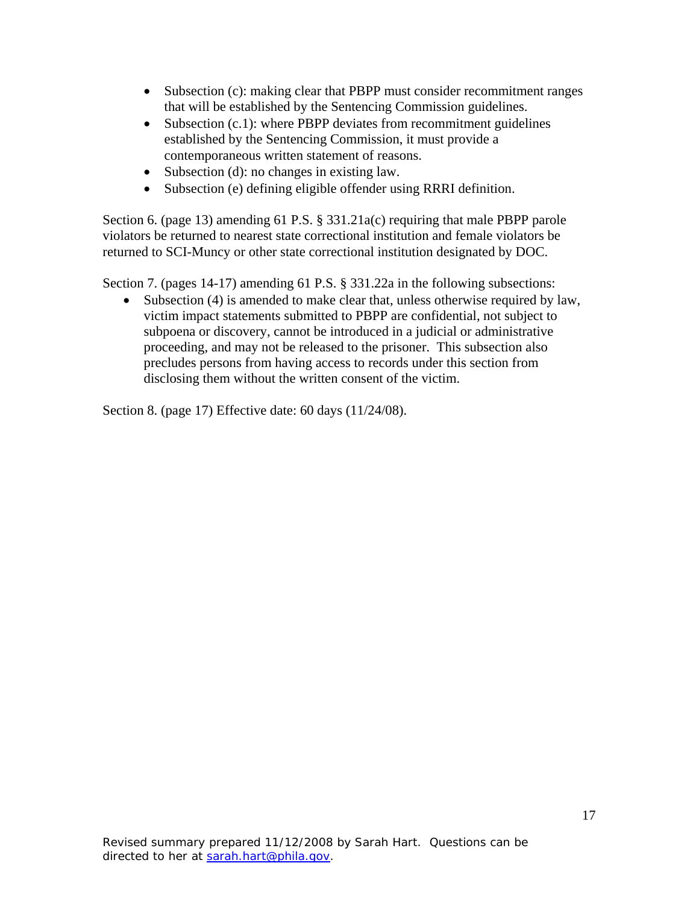- Subsection (c): making clear that PBPP must consider recommitment ranges that will be established by the Sentencing Commission guidelines.
- Subsection (c.1): where PBPP deviates from recommitment guidelines established by the Sentencing Commission, it must provide a contemporaneous written statement of reasons.
- Subsection (d): no changes in existing law.
- Subsection (e) defining eligible offender using RRRI definition.

Section 6. (page 13) amending 61 P.S. § 331.21a(c) requiring that male PBPP parole violators be returned to nearest state correctional institution and female violators be returned to SCI-Muncy or other state correctional institution designated by DOC.

Section 7. (pages 14-17) amending 61 P.S. § 331.22a in the following subsections:

- Subsection (4) is amended to make clear that, unless otherwise required by law, victim impact statements submitted to PBPP are confidential, not subject to subpoena or discovery, cannot be introduced in a judicial or administrative proceeding, and may not be released to the prisoner. This subsection also precludes persons from having access to records under this section from disclosing them without the written consent of the victim.

Section 8. (page 17) Effective date: 60 days (11/24/08).

Revised summary prepared 11/12/2008 by Sarah Hart. Questions can be directed to her at sarah.hart@phila.gov.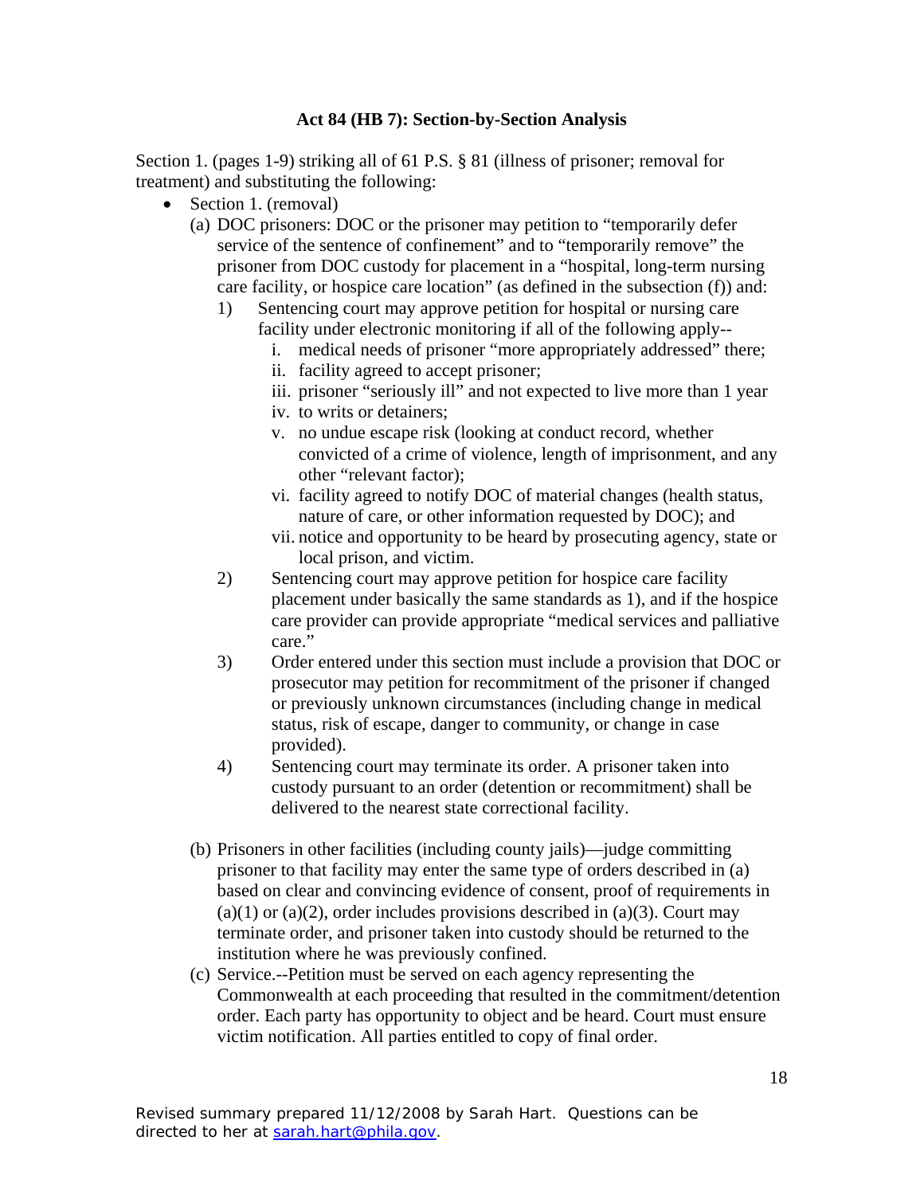**Act 84 (HB 7): Section-by-Section Analysis**

Section 1. (pages 1-9) striking all of 61 P.S. § 81 (illness of prisoner; removal for treatment) and substituting the following:

- Section 1. (removal)
  (a) DOC prisoners: DOC or the prisoner may petition to "temporarily defer service of the sentence of confinement" and to "temporarily remove" the prisoner from DOC custody for placement in a "hospital, long-term nursing care facility, or hospice care location" (as defined in the subsection (f)) and:
    1) Sentencing court may approve petition for hospital or nursing care facility under electronic monitoring if all of the following apply--
       i. medical needs of prisoner "more appropriately addressed" there;
       ii. facility agreed to accept prisoner;
       iii. prisoner "seriously ill" and not expected to live more than 1 year
       iv. to writs or detainers;
       v. no undue escape risk (looking at conduct record, whether convicted of a crime of violence, length of imprisonment, and any other "relevant factor);
       vi. facility agreed to notify DOC of material changes (health status, nature of care, or other information requested by DOC); and
       vii. notice and opportunity to be heard by prosecuting agency, state or local prison, and victim.
    2) Sentencing court may approve petition for hospice care facility placement under basically the same standards as 1), and if the hospice care provider can provide appropriate "medical services and palliative care."
    3) Order entered under this section must include a provision that DOC or prosecutor may petition for recommitment of the prisoner if changed or previously unknown circumstances (including change in medical status, risk of escape, danger to community, or change in case provided).
    4) Sentencing court may terminate its order. A prisoner taken into custody pursuant to an order (detention or recommitment) shall be delivered to the nearest state correctional facility.

  (b) Prisoners in other facilities (including county jails)—judge committing prisoner to that facility may enter the same type of orders described in (a) based on clear and convincing evidence of consent, proof of requirements in (a)(1) or (a)(2), order includes provisions described in (a)(3). Court may terminate order, and prisoner taken into custody should be returned to the institution where he was previously confined.

  (c) Service.--Petition must be served on each agency representing the Commonwealth at each proceeding that resulted in the commitment/detention order. Each party has opportunity to object and be heard. Court must ensure victim notification. All parties entitled to copy of final order.

Revised summary prepared 11/12/2008 by Sarah Hart. Questions can be directed to her at sarah.hart@phila.gov.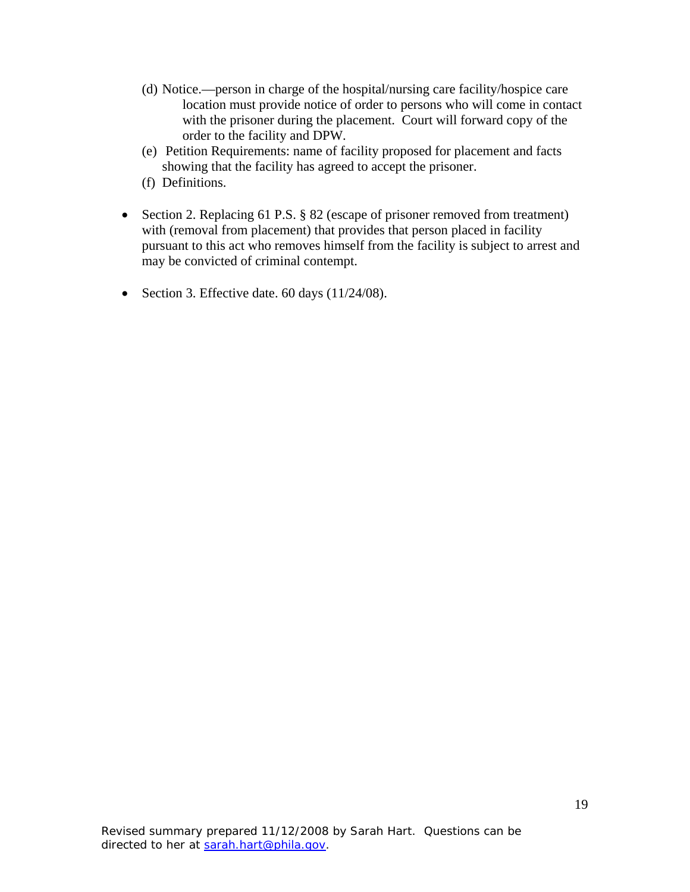(d) Notice.—person in charge of the hospital/nursing care facility/hospice care location must provide notice of order to persons who will come in contact with the prisoner during the placement. Court will forward copy of the order to the facility and DPW.

(e) Petition Requirements: name of facility proposed for placement and facts showing that the facility has agreed to accept the prisoner.

(f) Definitions.

- Section 2. Replacing 61 P.S. § 82 (escape of prisoner removed from treatment) with (removal from placement) that provides that person placed in facility pursuant to this act who removes himself from the facility is subject to arrest and may be convicted of criminal contempt.

- Section 3. Effective date. 60 days (11/24/08).

Revised summary prepared 11/12/2008 by Sarah Hart. Questions can be directed to her at sarah.hart@phila.gov.